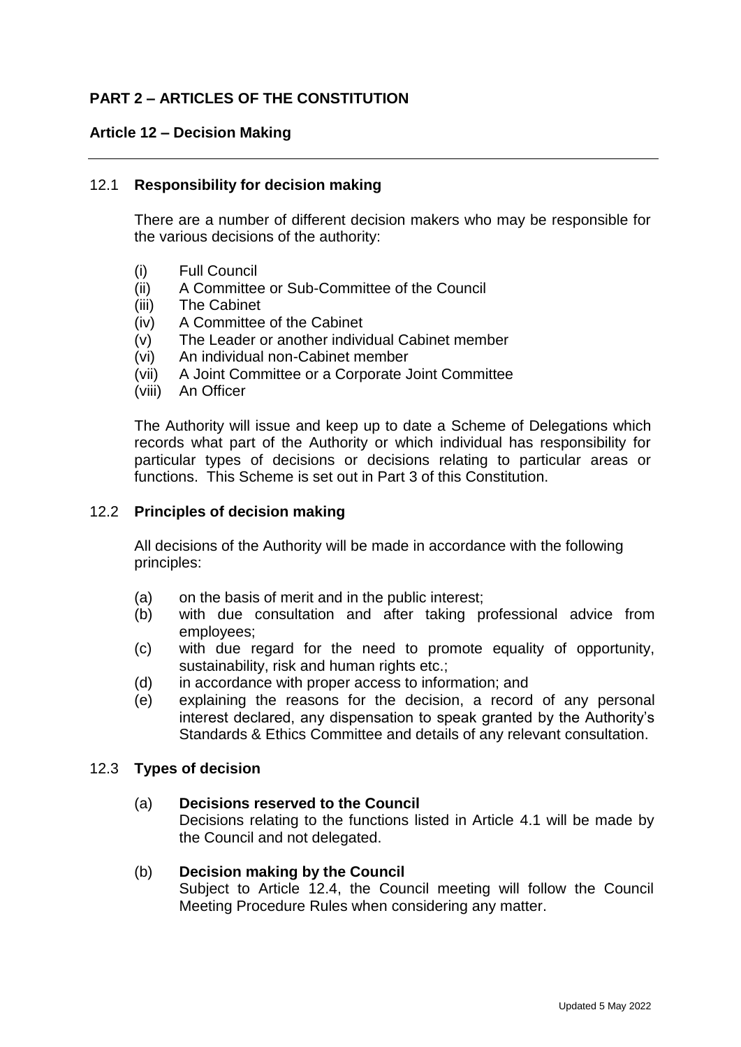# PART 2 – ARTICLES OF THE CONSTITUTION

## Article 12 – Decision Making

### 12.1 Responsibility for decision making

There are a number of different decision makers who may be responsible for the various decisions of the authority:

(i) Full Council
(ii) A Committee or Sub-Committee of the Council
(iii) The Cabinet
(iv) A Committee of the Cabinet
(v) The Leader or another individual Cabinet member
(vi) An individual non-Cabinet member
(vii) A Joint Committee or a Corporate Joint Committee
(viii) An Officer

The Authority will issue and keep up to date a Scheme of Delegations which records what part of the Authority or which individual has responsibility for particular types of decisions or decisions relating to particular areas or functions. This Scheme is set out in Part 3 of this Constitution.

### 12.2 Principles of decision making

All decisions of the Authority will be made in accordance with the following principles:

(a) on the basis of merit and in the public interest;
(b) with due consultation and after taking professional advice from employees;
(c) with due regard for the need to promote equality of opportunity, sustainability, risk and human rights etc.;
(d) in accordance with proper access to information; and
(e) explaining the reasons for the decision, a record of any personal interest declared, any dispensation to speak granted by the Authority's Standards & Ethics Committee and details of any relevant consultation.

### 12.3 Types of decision

(a) **Decisions reserved to the Council**
Decisions relating to the functions listed in Article 4.1 will be made by the Council and not delegated.

(b) **Decision making by the Council**
Subject to Article 12.4, the Council meeting will follow the Council Meeting Procedure Rules when considering any matter.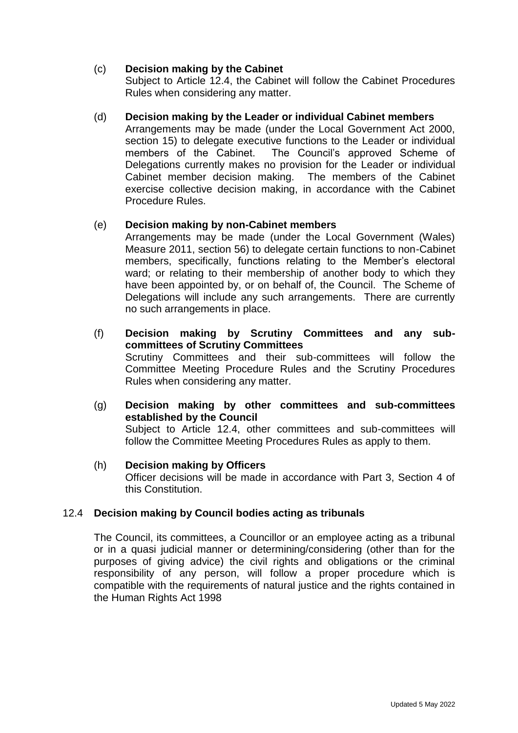(c) **Decision making by the Cabinet**
Subject to Article 12.4, the Cabinet will follow the Cabinet Procedures Rules when considering any matter.

(d) **Decision making by the Leader or individual Cabinet members**
Arrangements may be made (under the Local Government Act 2000, section 15) to delegate executive functions to the Leader or individual members of the Cabinet. The Council's approved Scheme of Delegations currently makes no provision for the Leader or individual Cabinet member decision making. The members of the Cabinet exercise collective decision making, in accordance with the Cabinet Procedure Rules.

(e) **Decision making by non-Cabinet members**
Arrangements may be made (under the Local Government (Wales) Measure 2011, section 56) to delegate certain functions to non-Cabinet members, specifically, functions relating to the Member's electoral ward; or relating to their membership of another body to which they have been appointed by, or on behalf of, the Council. The Scheme of Delegations will include any such arrangements. There are currently no such arrangements in place.

(f) **Decision making by Scrutiny Committees and any sub-committees of Scrutiny Committees**
Scrutiny Committees and their sub-committees will follow the Committee Meeting Procedure Rules and the Scrutiny Procedures Rules when considering any matter.

(g) **Decision making by other committees and sub-committees established by the Council**
Subject to Article 12.4, other committees and sub-committees will follow the Committee Meeting Procedures Rules as apply to them.

(h) **Decision making by Officers**
Officer decisions will be made in accordance with Part 3, Section 4 of this Constitution.

12.4 **Decision making by Council bodies acting as tribunals**

The Council, its committees, a Councillor or an employee acting as a tribunal or in a quasi judicial manner or determining/considering (other than for the purposes of giving advice) the civil rights and obligations or the criminal responsibility of any person, will follow a proper procedure which is compatible with the requirements of natural justice and the rights contained in the Human Rights Act 1998

Updated 5 May 2022